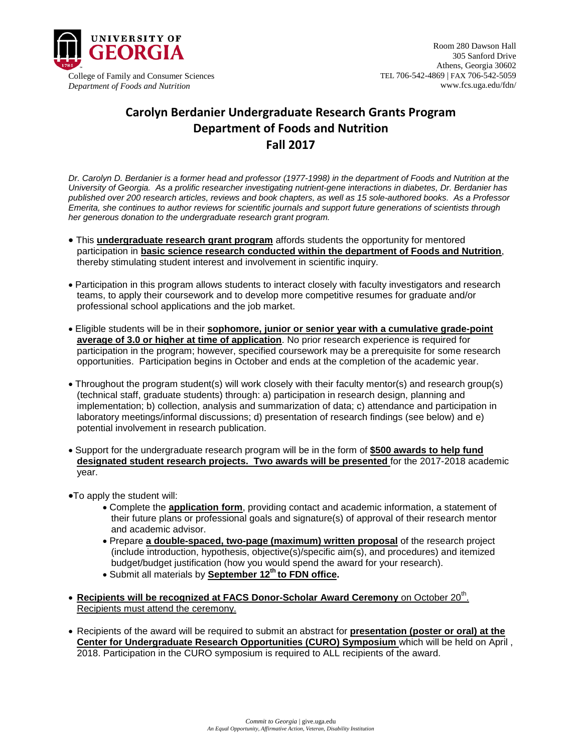UNIVERSITY OF GEORGIA

College of Family and Consumer Sciences
*Department of Foods and Nutrition*

Room 280 Dawson Hall
305 Sanford Drive
Athens, Georgia 30602
TEL 706-542-4869 | FAX 706-542-5059
www.fcs.uga.edu/fdn/

# Carolyn Berdanier Undergraduate Research Grants Program
# Department of Foods and Nutrition
# Fall 2017

*Dr. Carolyn D. Berdanier is a former head and professor (1977-1998) in the department of Foods and Nutrition at the University of Georgia. As a prolific researcher investigating nutrient-gene interactions in diabetes, Dr. Berdanier has published over 200 research articles, reviews and book chapters, as well as 15 sole-authored books. As a Professor Emerita, she continues to author reviews for scientific journals and support future generations of scientists through her generous donation to the undergraduate research grant program.*

- This **undergraduate research grant program** affords students the opportunity for mentored participation in **basic science research conducted within the department of Foods and Nutrition**, thereby stimulating student interest and involvement in scientific inquiry.

- Participation in this program allows students to interact closely with faculty investigators and research teams, to apply their coursework and to develop more competitive resumes for graduate and/or professional school applications and the job market.

- Eligible students will be in their **sophomore, junior or senior year with a cumulative grade-point average of 3.0 or higher at time of application**. No prior research experience is required for participation in the program; however, specified coursework may be a prerequisite for some research opportunities. Participation begins in October and ends at the completion of the academic year.

- Throughout the program student(s) will work closely with their faculty mentor(s) and research group(s) (technical staff, graduate students) through: a) participation in research design, planning and implementation; b) collection, analysis and summarization of data; c) attendance and participation in laboratory meetings/informal discussions; d) presentation of research findings (see below) and e) potential involvement in research publication.

- Support for the undergraduate research program will be in the form of **$500 awards to help fund designated student research projects. Two awards will be presented** for the 2017-2018 academic year.

- To apply the student will:
  - Complete the **application form**, providing contact and academic information, a statement of their future plans or professional goals and signature(s) of approval of their research mentor and academic advisor.
  - Prepare **a double-spaced, two-page (maximum) written proposal** of the research project (include introduction, hypothesis, objective(s)/specific aim(s), and procedures) and itemized budget/budget justification (how you would spend the award for your research).
  - Submit all materials by **September 12th to FDN office.**

- **Recipients will be recognized at FACS Donor-Scholar Award Ceremony** on October 20th. Recipients must attend the ceremony.

- Recipients of the award will be required to submit an abstract for **presentation (poster or oral) at the Center for Undergraduate Research Opportunities (CURO) Symposium** which will be held on April , 2018. Participation in the CURO symposium is required to ALL recipients of the award.

*Commit to Georgia* | give.uga.edu
*An Equal Opportunity, Affirmative Action, Veteran, Disability Institution*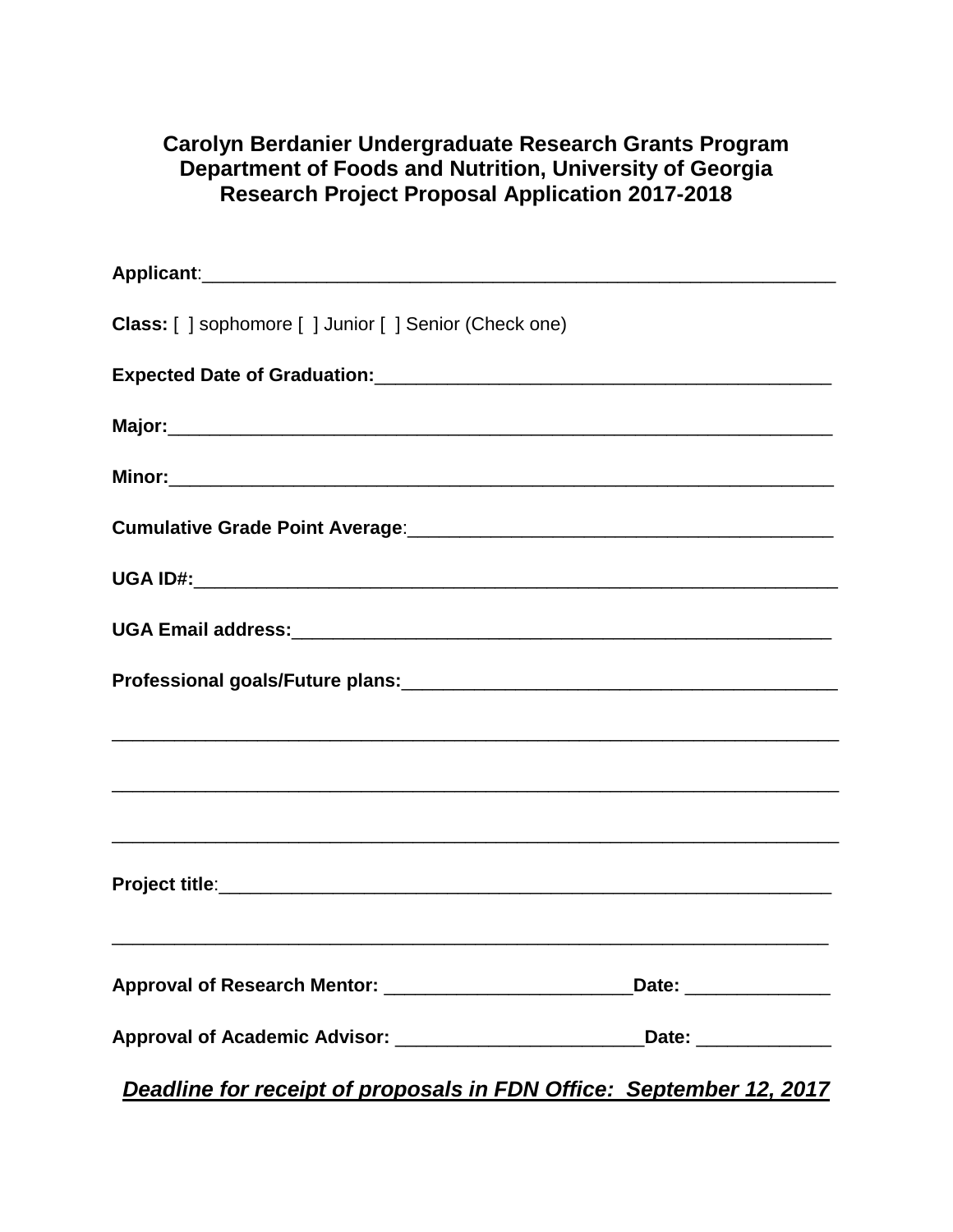## Carolyn Berdanier Undergraduate Research Grants Program
## Department of Foods and Nutrition, University of Georgia
## Research Project Proposal Application 2017-2018

**Applicant**:_____________________________________________________________

**Class:** [ ] sophomore [ ] Junior [ ] Senior (Check one)

**Expected Date of Graduation:**____________________________________________

**Major:**_________________________________________________________________

**Minor:**_________________________________________________________________

**Cumulative Grade Point Average**:_________________________________________

**UGA ID#:**_______________________________________________________________

**UGA Email address:**_____________________________________________________

**Professional goals/Future plans:**__________________________________________

__________________________________________________________________________

__________________________________________________________________________

__________________________________________________________________________

**Project title**:___________________________________________________________

__________________________________________________________________________

**Approval of Research Mentor:** ________________________**Date:** ______________

**Approval of Academic Advisor:** ________________________**Date:** _____________

***<u>Deadline for receipt of proposals in FDN Office: September 12, 2017</u>***